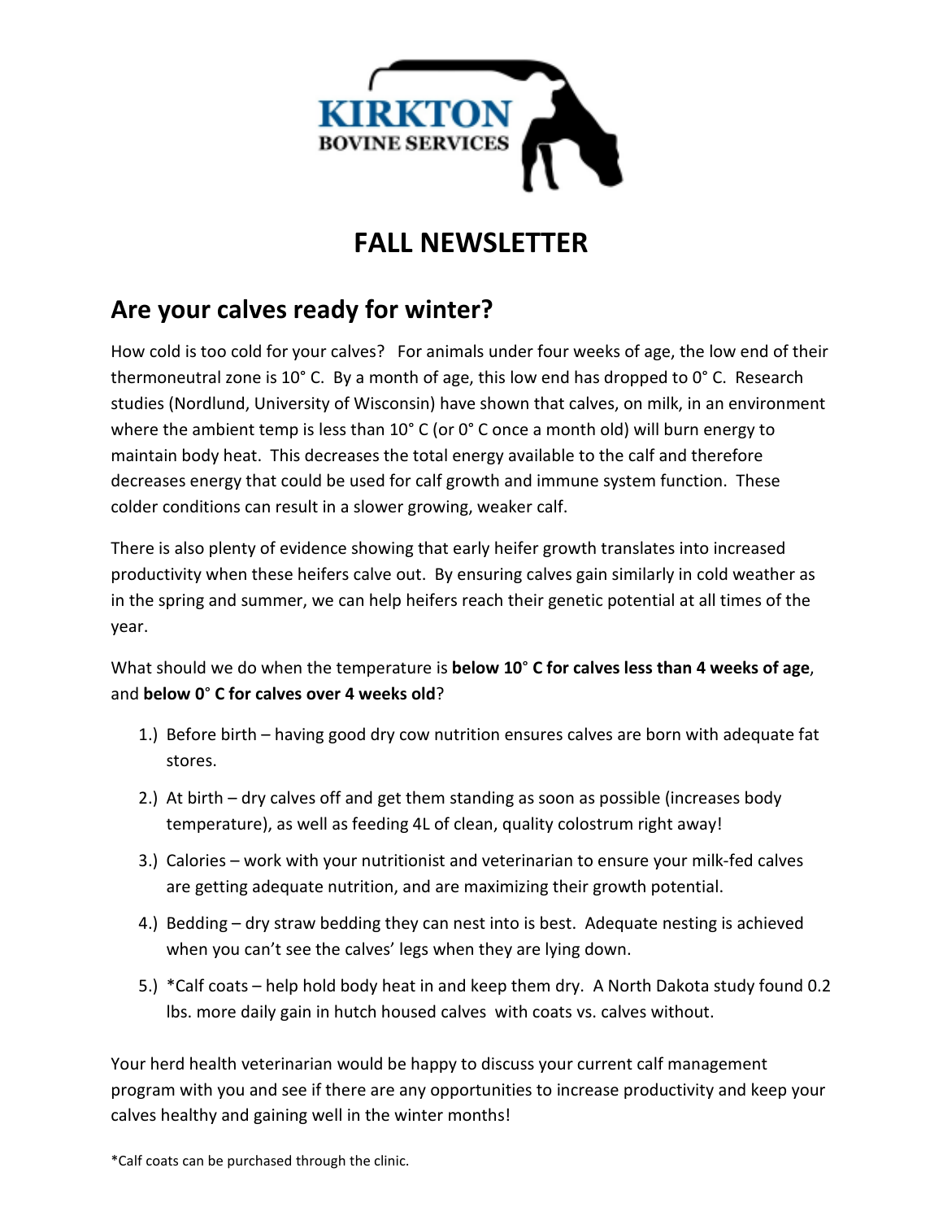KIRKTON
BOVINE SERVICES

# FALL NEWSLETTER

## Are your calves ready for winter?

How cold is too cold for your calves? For animals under four weeks of age, the low end of their thermoneutral zone is 10° C. By a month of age, this low end has dropped to 0° C. Research studies (Nordlund, University of Wisconsin) have shown that calves, on milk, in an environment where the ambient temp is less than 10° C (or 0° C once a month old) will burn energy to maintain body heat. This decreases the total energy available to the calf and therefore decreases energy that could be used for calf growth and immune system function. These colder conditions can result in a slower growing, weaker calf.

There is also plenty of evidence showing that early heifer growth translates into increased productivity when these heifers calve out. By ensuring calves gain similarly in cold weather as in the spring and summer, we can help heifers reach their genetic potential at all times of the year.

What should we do when the temperature is **below 10° C for calves less than 4 weeks of age**, and **below 0° C for calves over 4 weeks old**?

1.) Before birth – having good dry cow nutrition ensures calves are born with adequate fat stores.

2.) At birth – dry calves off and get them standing as soon as possible (increases body temperature), as well as feeding 4L of clean, quality colostrum right away!

3.) Calories – work with your nutritionist and veterinarian to ensure your milk-fed calves are getting adequate nutrition, and are maximizing their growth potential.

4.) Bedding – dry straw bedding they can nest into is best. Adequate nesting is achieved when you can't see the calves' legs when they are lying down.

5.) *Calf coats – help hold body heat in and keep them dry. A North Dakota study found 0.2 lbs. more daily gain in hutch housed calves with coats vs. calves without.

Your herd health veterinarian would be happy to discuss your current calf management program with you and see if there are any opportunities to increase productivity and keep your calves healthy and gaining well in the winter months!

*Calf coats can be purchased through the clinic.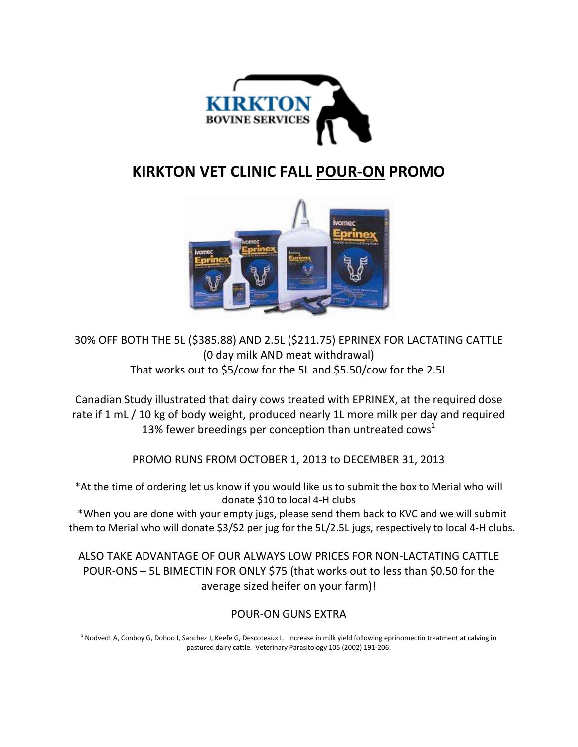KIRKTON
BOVINE SERVICES

# KIRKTON VET CLINIC FALL POUR-ON PROMO

30% OFF BOTH THE 5L ($385.88) AND 2.5L ($211.75) EPRINEX FOR LACTATING CATTLE
(0 day milk AND meat withdrawal)
That works out to $5/cow for the 5L and $5.50/cow for the 2.5L

Canadian Study illustrated that dairy cows treated with EPRINEX, at the required dose rate if 1 mL / 10 kg of body weight, produced nearly 1L more milk per day and required 13% fewer breedings per conception than untreated cows[1]

PROMO RUNS FROM OCTOBER 1, 2013 to DECEMBER 31, 2013

*At the time of ordering let us know if you would like us to submit the box to Merial who will donate $10 to local 4-H clubs

*When you are done with your empty jugs, please send them back to KVC and we will submit them to Merial who will donate $3/$2 per jug for the 5L/2.5L jugs, respectively to local 4-H clubs.

ALSO TAKE ADVANTAGE OF OUR ALWAYS LOW PRICES FOR NON-LACTATING CATTLE POUR-ONS – 5L BIMECTIN FOR ONLY $75 (that works out to less than $0.50 for the average sized heifer on your farm)!

POUR-ON GUNS EXTRA

[1] Nodvedt A, Conboy G, Dohoo I, Sanchez J, Keefe G, Descoteaux L. Increase in milk yield following eprinomectin treatment at calving in pastured dairy cattle. Veterinary Parasitology 105 (2002) 191-206.